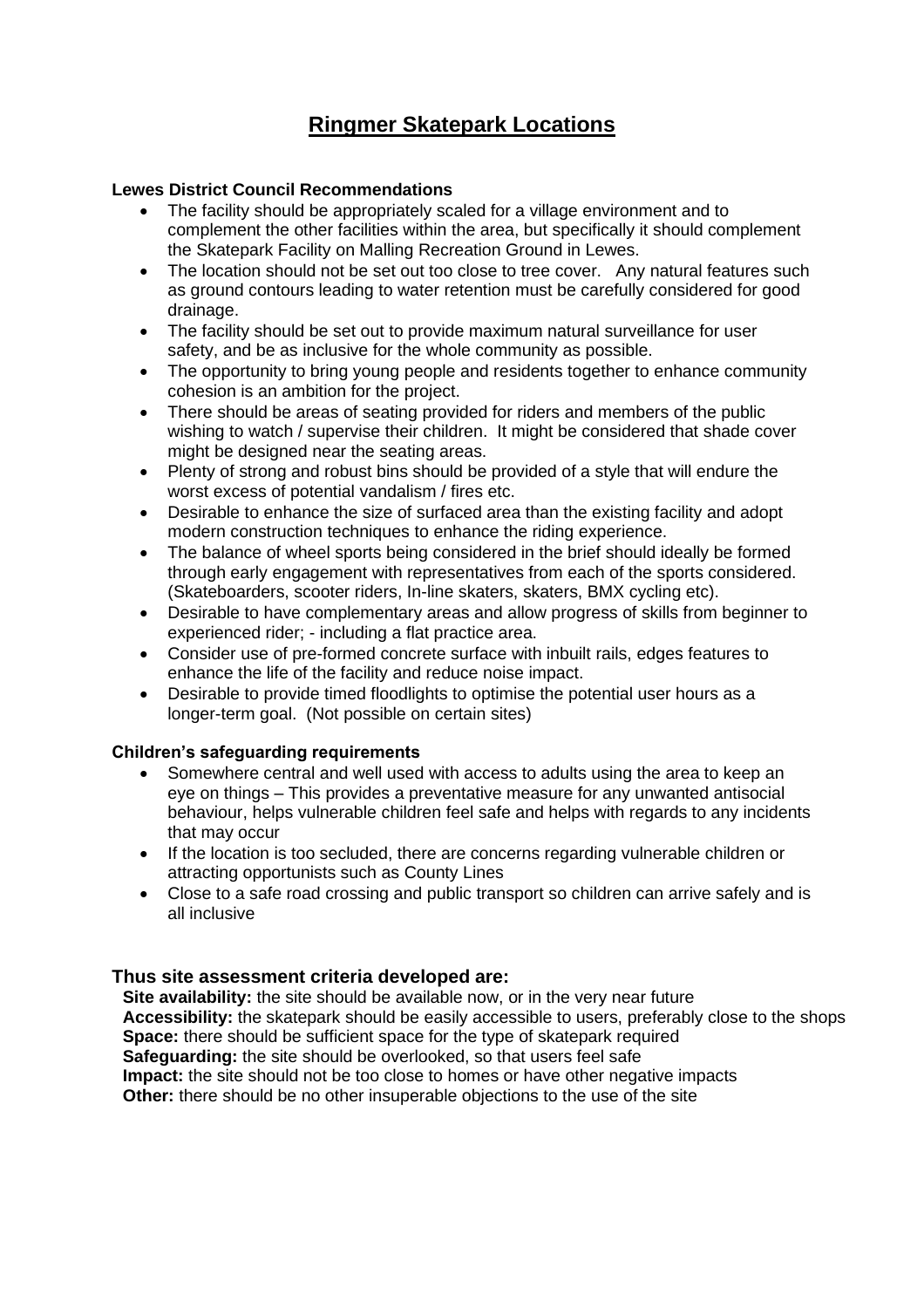# Ringmer Skatepark Locations

**Lewes District Council Recommendations**

- The facility should be appropriately scaled for a village environment and to complement the other facilities within the area, but specifically it should complement the Skatepark Facility on Malling Recreation Ground in Lewes.
- The location should not be set out too close to tree cover. Any natural features such as ground contours leading to water retention must be carefully considered for good drainage.
- The facility should be set out to provide maximum natural surveillance for user safety, and be as inclusive for the whole community as possible.
- The opportunity to bring young people and residents together to enhance community cohesion is an ambition for the project.
- There should be areas of seating provided for riders and members of the public wishing to watch / supervise their children. It might be considered that shade cover might be designed near the seating areas.
- Plenty of strong and robust bins should be provided of a style that will endure the worst excess of potential vandalism / fires etc.
- Desirable to enhance the size of surfaced area than the existing facility and adopt modern construction techniques to enhance the riding experience.
- The balance of wheel sports being considered in the brief should ideally be formed through early engagement with representatives from each of the sports considered. (Skateboarders, scooter riders, In-line skaters, skaters, BMX cycling etc).
- Desirable to have complementary areas and allow progress of skills from beginner to experienced rider; - including a flat practice area.
- Consider use of pre-formed concrete surface with inbuilt rails, edges features to enhance the life of the facility and reduce noise impact.
- Desirable to provide timed floodlights to optimise the potential user hours as a longer-term goal. (Not possible on certain sites)

**Children's safeguarding requirements**

- Somewhere central and well used with access to adults using the area to keep an eye on things – This provides a preventative measure for any unwanted antisocial behaviour, helps vulnerable children feel safe and helps with regards to any incidents that may occur
- If the location is too secluded, there are concerns regarding vulnerable children or attracting opportunists such as County Lines
- Close to a safe road crossing and public transport so children can arrive safely and is all inclusive

**Thus site assessment criteria developed are:**

**Site availability:** the site should be available now, or in the very near future
**Accessibility:** the skatepark should be easily accessible to users, preferably close to the shops
**Space:** there should be sufficient space for the type of skatepark required
**Safeguarding:** the site should be overlooked, so that users feel safe
**Impact:** the site should not be too close to homes or have other negative impacts
**Other:** there should be no other insuperable objections to the use of the site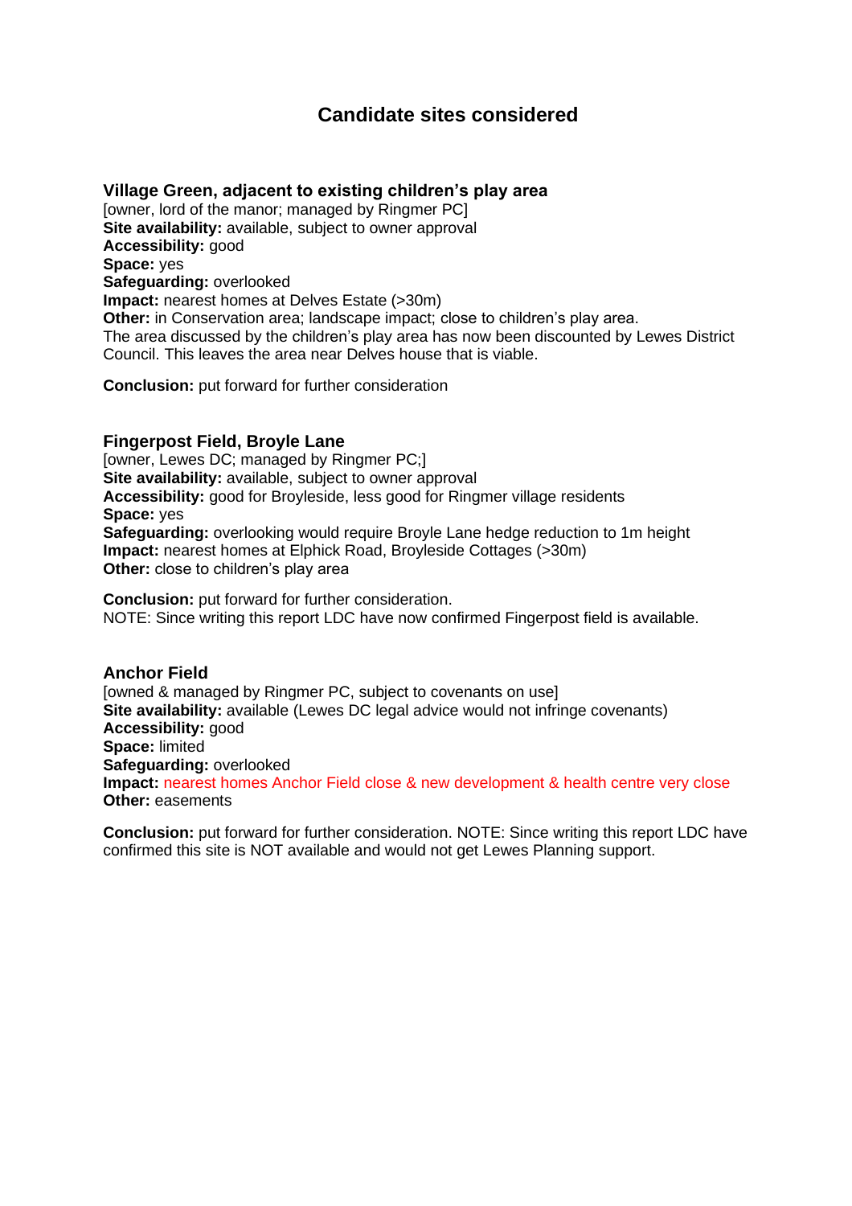# Candidate sites considered

### Village Green, adjacent to existing children's play area

[owner, lord of the manor; managed by Ringmer PC]
**Site availability:** available, subject to owner approval
**Accessibility:** good
**Space:** yes
**Safeguarding:** overlooked
**Impact:** nearest homes at Delves Estate (>30m)
**Other:** in Conservation area; landscape impact; close to children's play area.
The area discussed by the children's play area has now been discounted by Lewes District Council. This leaves the area near Delves house that is viable.

**Conclusion:** put forward for further consideration

### Fingerpost Field, Broyle Lane

[owner, Lewes DC; managed by Ringmer PC;]
**Site availability:** available, subject to owner approval
**Accessibility:** good for Broyleside, less good for Ringmer village residents
**Space:** yes
**Safeguarding:** overlooking would require Broyle Lane hedge reduction to 1m height
**Impact:** nearest homes at Elphick Road, Broyleside Cottages (>30m)
**Other:** close to children's play area

**Conclusion:** put forward for further consideration.
NOTE: Since writing this report LDC have now confirmed Fingerpost field is available.

### Anchor Field

[owned & managed by Ringmer PC, subject to covenants on use]
**Site availability:** available (Lewes DC legal advice would not infringe covenants)
**Accessibility:** good
**Space:** limited
**Safeguarding:** overlooked
**Impact:** nearest homes Anchor Field close & new development & health centre very close
**Other:** easements

**Conclusion:** put forward for further consideration. NOTE: Since writing this report LDC have confirmed this site is NOT available and would not get Lewes Planning support.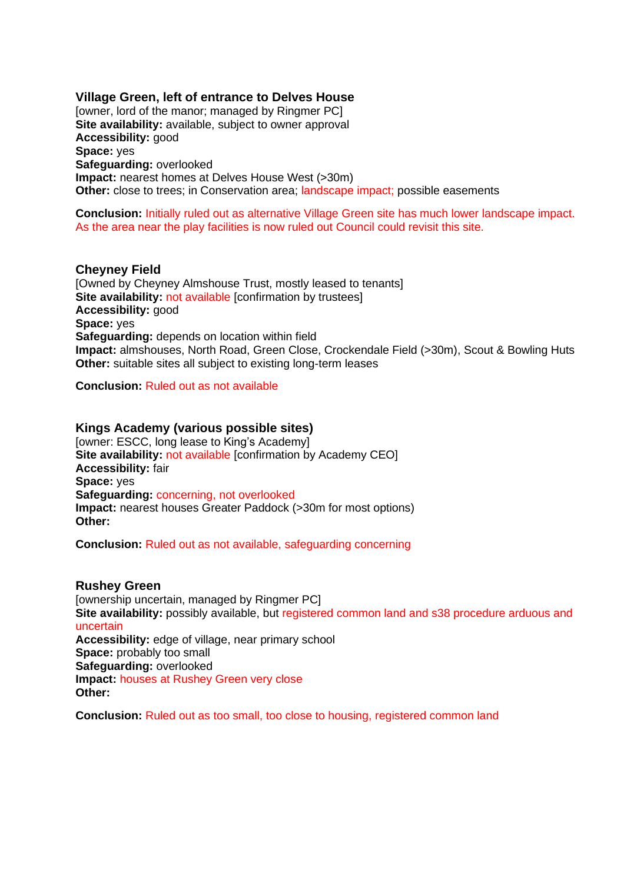### Village Green, left of entrance to Delves House

[owner, lord of the manor; managed by Ringmer PC]
**Site availability:** available, subject to owner approval
**Accessibility:** good
**Space:** yes
**Safeguarding:** overlooked
**Impact:** nearest homes at Delves House West (>30m)
**Other:** close to trees; in Conservation area; landscape impact; possible easements

**Conclusion:** Initially ruled out as alternative Village Green site has much lower landscape impact. As the area near the play facilities is now ruled out Council could revisit this site.

### Cheyney Field

[Owned by Cheyney Almshouse Trust, mostly leased to tenants]
**Site availability:** not available [confirmation by trustees]
**Accessibility:** good
**Space:** yes
**Safeguarding:** depends on location within field
**Impact:** almshouses, North Road, Green Close, Crockendale Field (>30m), Scout & Bowling Huts
**Other:** suitable sites all subject to existing long-term leases

**Conclusion:** Ruled out as not available

### Kings Academy (various possible sites)

[owner: ESCC, long lease to King's Academy]
**Site availability:** not available [confirmation by Academy CEO]
**Accessibility:** fair
**Space:** yes
**Safeguarding:** concerning, not overlooked
**Impact:** nearest houses Greater Paddock (>30m for most options)
**Other:**

**Conclusion:** Ruled out as not available, safeguarding concerning

### Rushey Green

[ownership uncertain, managed by Ringmer PC]
**Site availability:** possibly available, but registered common land and s38 procedure arduous and uncertain
**Accessibility:** edge of village, near primary school
**Space:** probably too small
**Safeguarding:** overlooked
**Impact:** houses at Rushey Green very close
**Other:**

**Conclusion:** Ruled out as too small, too close to housing, registered common land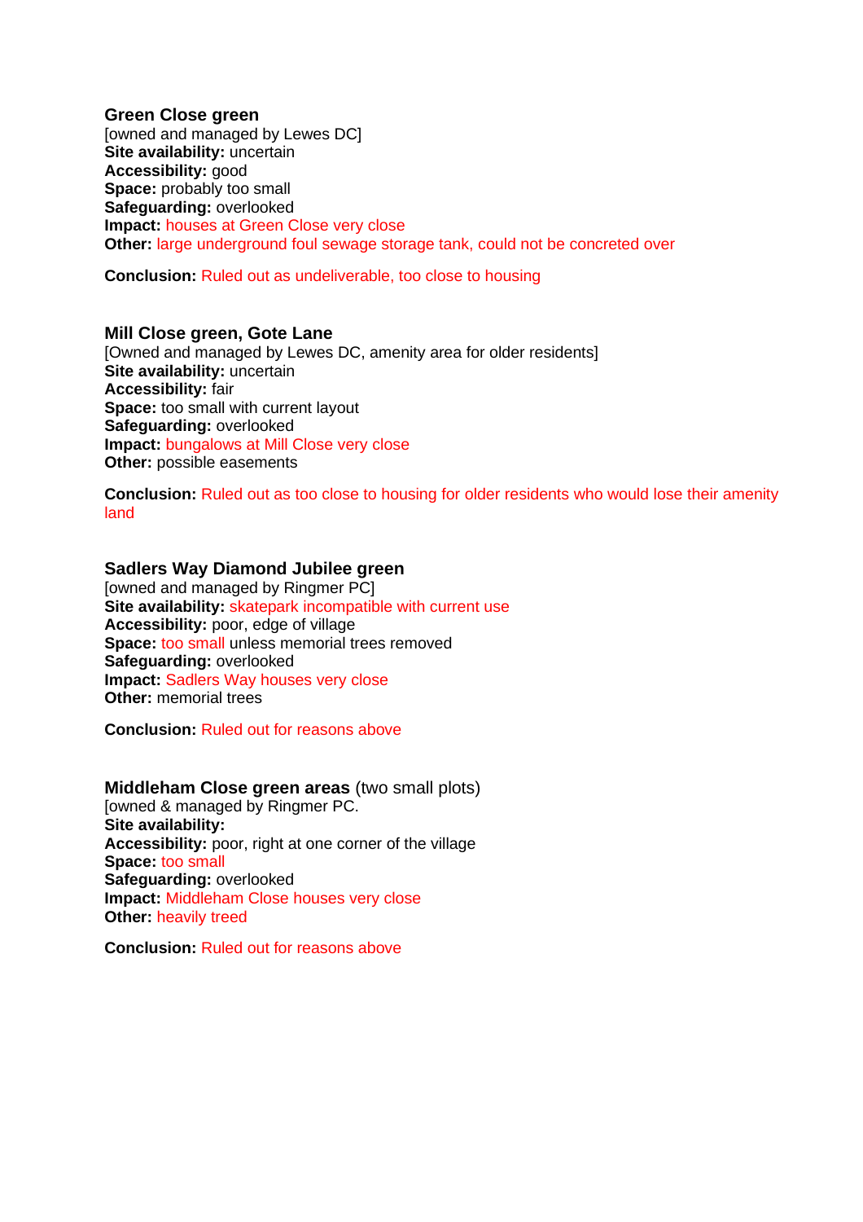**Green Close green**
[owned and managed by Lewes DC]
**Site availability:** uncertain
**Accessibility:** good
**Space:** probably too small
**Safeguarding:** overlooked
**Impact:** houses at Green Close very close
**Other:** large underground foul sewage storage tank, could not be concreted over

**Conclusion:** Ruled out as undeliverable, too close to housing

**Mill Close green, Gote Lane**
[Owned and managed by Lewes DC, amenity area for older residents]
**Site availability:** uncertain
**Accessibility:** fair
**Space:** too small with current layout
**Safeguarding:** overlooked
**Impact:** bungalows at Mill Close very close
**Other:** possible easements

**Conclusion:** Ruled out as too close to housing for older residents who would lose their amenity land

**Sadlers Way Diamond Jubilee green**
[owned and managed by Ringmer PC]
**Site availability:** skatepark incompatible with current use
**Accessibility:** poor, edge of village
**Space:** too small unless memorial trees removed
**Safeguarding:** overlooked
**Impact:** Sadlers Way houses very close
**Other:** memorial trees

**Conclusion:** Ruled out for reasons above

**Middleham Close green areas** (two small plots)
[owned & managed by Ringmer PC.
**Site availability:**
**Accessibility:** poor, right at one corner of the village
**Space:** too small
**Safeguarding:** overlooked
**Impact:** Middleham Close houses very close
**Other:** heavily treed

**Conclusion:** Ruled out for reasons above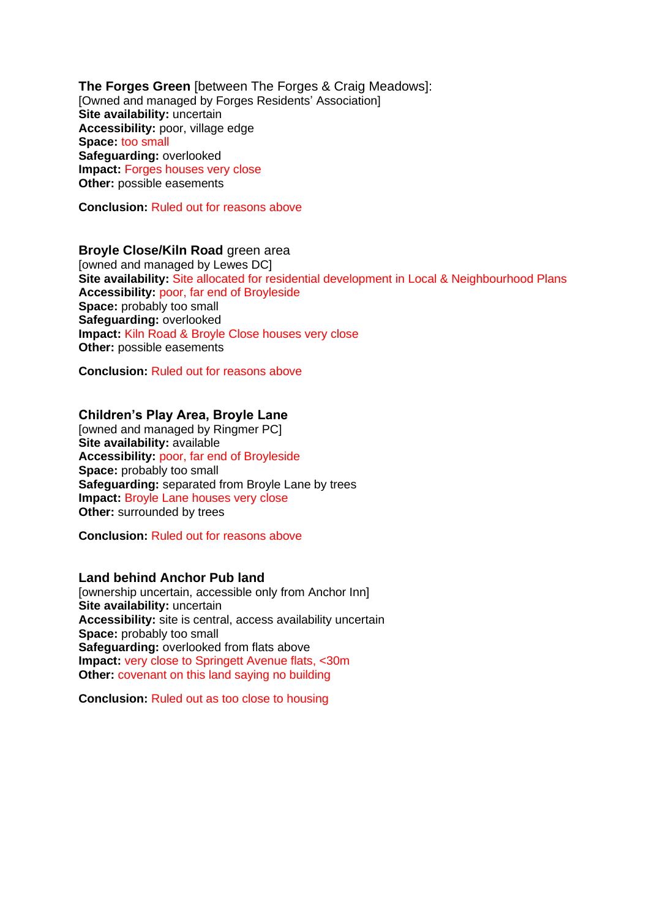**The Forges Green** [between The Forges & Craig Meadows]:
[Owned and managed by Forges Residents' Association]
**Site availability:** uncertain
**Accessibility:** poor, village edge
**Space:** too small
**Safeguarding:** overlooked
**Impact:** Forges houses very close
**Other:** possible easements

**Conclusion:** Ruled out for reasons above

**Broyle Close/Kiln Road** green area
[owned and managed by Lewes DC]
**Site availability:** Site allocated for residential development in Local & Neighbourhood Plans
**Accessibility:** poor, far end of Broyleside
**Space:** probably too small
**Safeguarding:** overlooked
**Impact:** Kiln Road & Broyle Close houses very close
**Other:** possible easements

**Conclusion:** Ruled out for reasons above

**Children's Play Area, Broyle Lane**
[owned and managed by Ringmer PC]
**Site availability:** available
**Accessibility:** poor, far end of Broyleside
**Space:** probably too small
**Safeguarding:** separated from Broyle Lane by trees
**Impact:** Broyle Lane houses very close
**Other:** surrounded by trees

**Conclusion:** Ruled out for reasons above

**Land behind Anchor Pub land**
[ownership uncertain, accessible only from Anchor Inn]
**Site availability:** uncertain
**Accessibility:** site is central, access availability uncertain
**Space:** probably too small
**Safeguarding:** overlooked from flats above
**Impact:** very close to Springett Avenue flats, <30m
**Other:** covenant on this land saying no building

**Conclusion:** Ruled out as too close to housing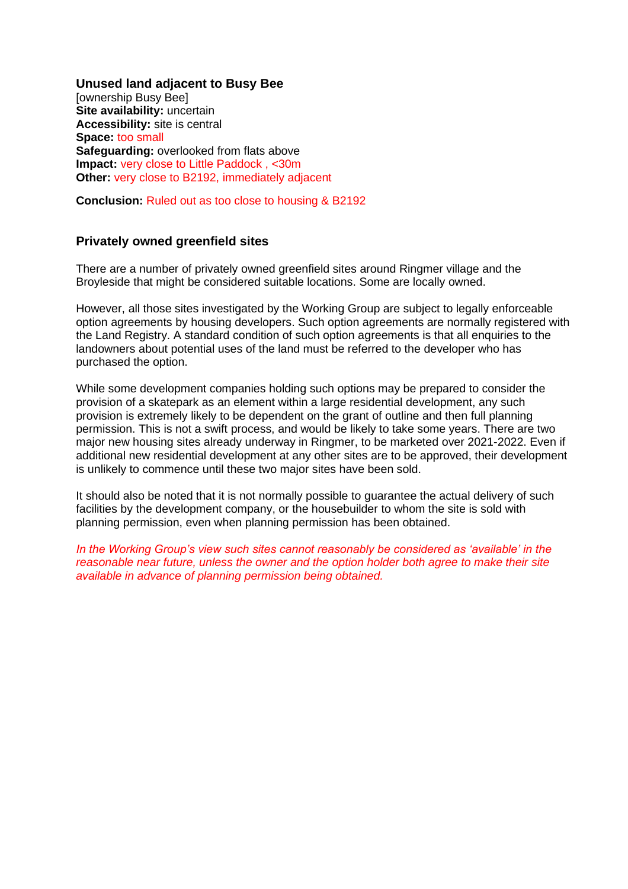### Unused land adjacent to Busy Bee

[ownership Busy Bee]
**Site availability:** uncertain
**Accessibility:** site is central
**Space:** too small
**Safeguarding:** overlooked from flats above
**Impact:** very close to Little Paddock , <30m
**Other:** very close to B2192, immediately adjacent

**Conclusion:** Ruled out as too close to housing & B2192

### Privately owned greenfield sites

There are a number of privately owned greenfield sites around Ringmer village and the Broyleside that might be considered suitable locations. Some are locally owned.

However, all those sites investigated by the Working Group are subject to legally enforceable option agreements by housing developers. Such option agreements are normally registered with the Land Registry. A standard condition of such option agreements is that all enquiries to the landowners about potential uses of the land must be referred to the developer who has purchased the option.

While some development companies holding such options may be prepared to consider the provision of a skatepark as an element within a large residential development, any such provision is extremely likely to be dependent on the grant of outline and then full planning permission. This is not a swift process, and would be likely to take some years. There are two major new housing sites already underway in Ringmer, to be marketed over 2021-2022. Even if additional new residential development at any other sites are to be approved, their development is unlikely to commence until these two major sites have been sold.

It should also be noted that it is not normally possible to guarantee the actual delivery of such facilities by the development company, or the housebuilder to whom the site is sold with planning permission, even when planning permission has been obtained.

*In the Working Group's view such sites cannot reasonably be considered as 'available' in the reasonable near future, unless the owner and the option holder both agree to make their site available in advance of planning permission being obtained.*